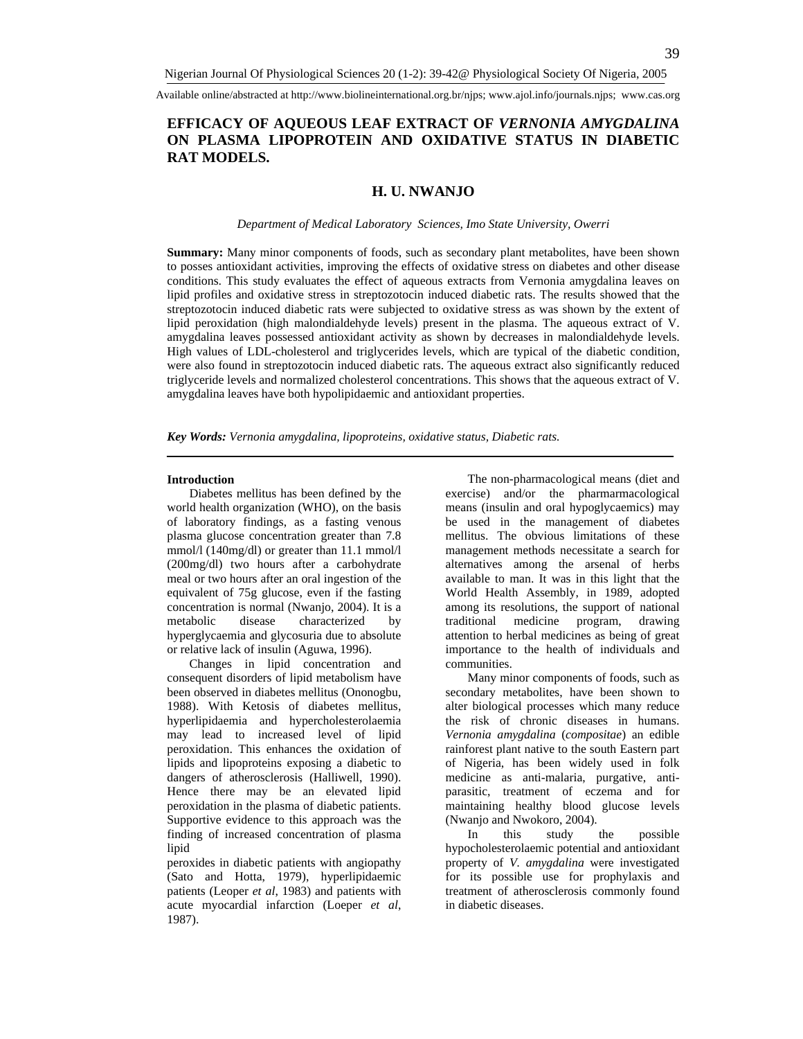# EFFICACY OF AQUEOUS LEAF EXTRACT OF *VERNONIA AMYGDALINA* ON PLASMA LIPOPROTEIN AND OXIDATIVE STATUS IN DIABETIC RAT MODELS.

**H. U. NWANJO**

*Department of Medical Laboratory Sciences, Imo State University, Owerri*

**Summary:** Many minor components of foods, such as secondary plant metabolites, have been shown to posses antioxidant activities, improving the effects of oxidative stress on diabetes and other disease conditions. This study evaluates the effect of aqueous extracts from Vernonia amygdalina leaves on lipid profiles and oxidative stress in streptozotocin induced diabetic rats. The results showed that the streptozotocin induced diabetic rats were subjected to oxidative stress as was shown by the extent of lipid peroxidation (high malondialdehyde levels) present in the plasma. The aqueous extract of V. amygdalina leaves possessed antioxidant activity as shown by decreases in malondialdehyde levels. High values of LDL-cholesterol and triglycerides levels, which are typical of the diabetic condition, were also found in streptozotocin induced diabetic rats. The aqueous extract also significantly reduced triglyceride levels and normalized cholesterol concentrations. This shows that the aqueous extract of V. amygdalina leaves have both hypolipidaemic and antioxidant properties.

***Key Words:*** *Vernonia amygdalina, lipoproteins, oxidative status, Diabetic rats.*

## Introduction

Diabetes mellitus has been defined by the world health organization (WHO), on the basis of laboratory findings, as a fasting venous plasma glucose concentration greater than 7.8 mmol/l (140mg/dl) or greater than 11.1 mmol/l (200mg/dl) two hours after a carbohydrate meal or two hours after an oral ingestion of the equivalent of 75g glucose, even if the fasting concentration is normal (Nwanjo, 2004). It is a metabolic disease characterized by hyperglycaemia and glycosuria due to absolute or relative lack of insulin (Aguwa, 1996).

Changes in lipid concentration and consequent disorders of lipid metabolism have been observed in diabetes mellitus (Ononogbu, 1988). With Ketosis of diabetes mellitus, hyperlipidaemia and hypercholesterolaemia may lead to increased level of lipid peroxidation. This enhances the oxidation of lipids and lipoproteins exposing a diabetic to dangers of atherosclerosis (Halliwell, 1990). Hence there may be an elevated lipid peroxidation in the plasma of diabetic patients. Supportive evidence to this approach was the finding of increased concentration of plasma lipid peroxides in diabetic patients with angiopathy (Sato and Hotta, 1979), hyperlipidaemic patients (Leoper *et al,* 1983) and patients with acute myocardial infarction (Loeper *et al*, 1987).

The non-pharmacological means (diet and exercise) and/or the pharmarmacological means (insulin and oral hypoglycaemics) may be used in the management of diabetes mellitus. The obvious limitations of these management methods necessitate a search for alternatives among the arsenal of herbs available to man. It was in this light that the World Health Assembly, in 1989, adopted among its resolutions, the support of national traditional medicine program, drawing attention to herbal medicines as being of great importance to the health of individuals and communities.

Many minor components of foods, such as secondary metabolites, have been shown to alter biological processes which many reduce the risk of chronic diseases in humans. *Vernonia amygdalina* (*compositae*) an edible rainforest plant native to the south Eastern part of Nigeria, has been widely used in folk medicine as anti-malaria, purgative, anti-parasitic, treatment of eczema and for maintaining healthy blood glucose levels (Nwanjo and Nwokoro, 2004).

In this study the possible hypocholesterolaemic potential and antioxidant property of *V. amygdalina* were investigated for its possible use for prophylaxis and treatment of atherosclerosis commonly found in diabetic diseases.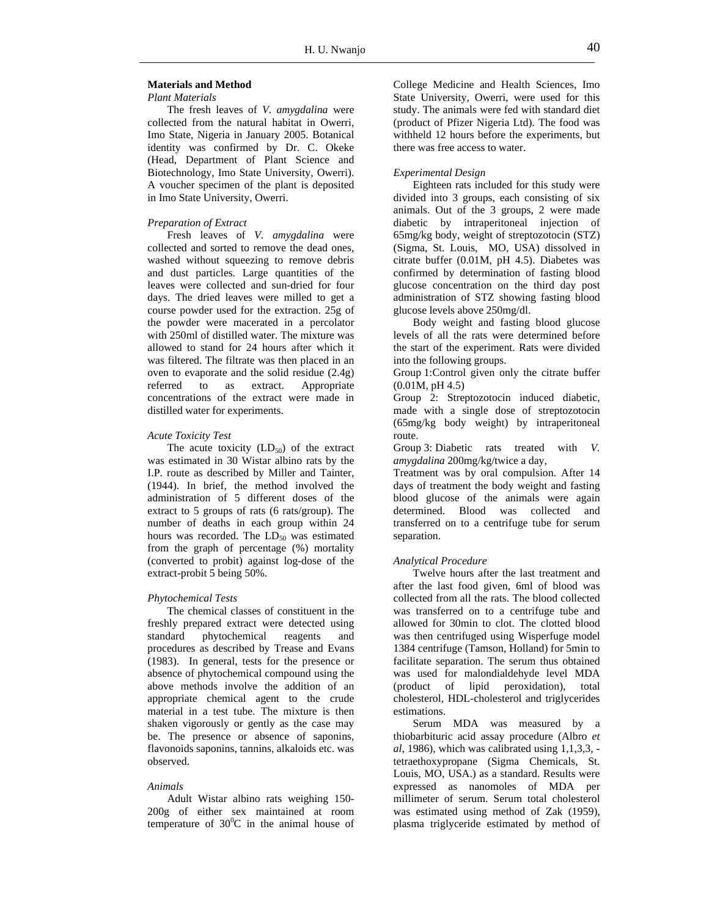## Materials and Method

*Plant Materials*

The fresh leaves of *V. amygdalina* were collected from the natural habitat in Owerri, Imo State, Nigeria in January 2005. Botanical identity was confirmed by Dr. C. Okeke (Head, Department of Plant Science and Biotechnology, Imo State University, Owerri). A voucher specimen of the plant is deposited in Imo State University, Owerri.

*Preparation of Extract*

Fresh leaves of *V. amygdalina* were collected and sorted to remove the dead ones, washed without squeezing to remove debris and dust particles. Large quantities of the leaves were collected and sun-dried for four days. The dried leaves were milled to get a course powder used for the extraction. 25g of the powder were macerated in a percolator with 250ml of distilled water. The mixture was allowed to stand for 24 hours after which it was filtered. The filtrate was then placed in an oven to evaporate and the solid residue (2.4g) referred to as extract. Appropriate concentrations of the extract were made in distilled water for experiments.

*Acute Toxicity Test*

The acute toxicity ($LD_{50}$) of the extract was estimated in 30 Wistar albino rats by the I.P. route as described by Miller and Tainter, (1944). In brief, the method involved the administration of 5 different doses of the extract to 5 groups of rats (6 rats/group). The number of deaths in each group within 24 hours was recorded. The $LD_{50}$ was estimated from the graph of percentage (%) mortality (converted to probit) against log-dose of the extract-probit 5 being 50%.

*Phytochemical Tests*

The chemical classes of constituent in the freshly prepared extract were detected using standard phytochemical reagents and procedures as described by Trease and Evans (1983). In general, tests for the presence or absence of phytochemical compound using the above methods involve the addition of an appropriate chemical agent to the crude material in a test tube. The mixture is then shaken vigorously or gently as the case may be. The presence or absence of saponins, flavonoids saponins, tannins, alkaloids etc. was observed.

*Animals*

Adult Wistar albino rats weighing 150-200g of either sex maintained at room temperature of $30^0C$ in the animal house of College Medicine and Health Sciences, Imo State University, Owerri, were used for this study. The animals were fed with standard diet (product of Pfizer Nigeria Ltd). The food was withheld 12 hours before the experiments, but there was free access to water.

*Experimental Design*

Eighteen rats included for this study were divided into 3 groups, each consisting of six animals. Out of the 3 groups, 2 were made diabetic by intraperitoneal injection of 65mg/kg body, weight of streptozotocin (STZ) (Sigma, St. Louis, MO, USA) dissolved in citrate buffer (0.01M, pH 4.5). Diabetes was confirmed by determination of fasting blood glucose concentration on the third day post administration of STZ showing fasting blood glucose levels above 250mg/dl.

Body weight and fasting blood glucose levels of all the rats were determined before the start of the experiment. Rats were divided into the following groups.

Group 1:Control given only the citrate buffer (0.01M, pH 4.5)

Group 2: Streptozotocin induced diabetic, made with a single dose of streptozotocin (65mg/kg body weight) by intraperitoneal route.

Group 3: Diabetic rats treated with *V. amygdalina* 200mg/kg/twice a day,

Treatment was by oral compulsion. After 14 days of treatment the body weight and fasting blood glucose of the animals were again determined. Blood was collected and transferred on to a centrifuge tube for serum separation.

*Analytical Procedure*

Twelve hours after the last treatment and after the last food given, 6ml of blood was collected from all the rats. The blood collected was transferred on to a centrifuge tube and allowed for 30min to clot. The clotted blood was then centrifuged using Wisperfuge model 1384 centrifuge (Tamson, Holland) for 5min to facilitate separation. The serum thus obtained was used for malondialdehyde level MDA (product of lipid peroxidation), total cholesterol, HDL-cholesterol and triglycerides estimations.

Serum MDA was measured by a thiobarbituric acid assay procedure (Albro *et al*, 1986), which was calibrated using 1,1,3,3, -tetraethoxypropane (Sigma Chemicals, St. Louis, MO, USA.) as a standard. Results were expressed as nanomoles of MDA per millimeter of serum. Serum total cholesterol was estimated using method of Zak (1959), plasma triglyceride estimated by method of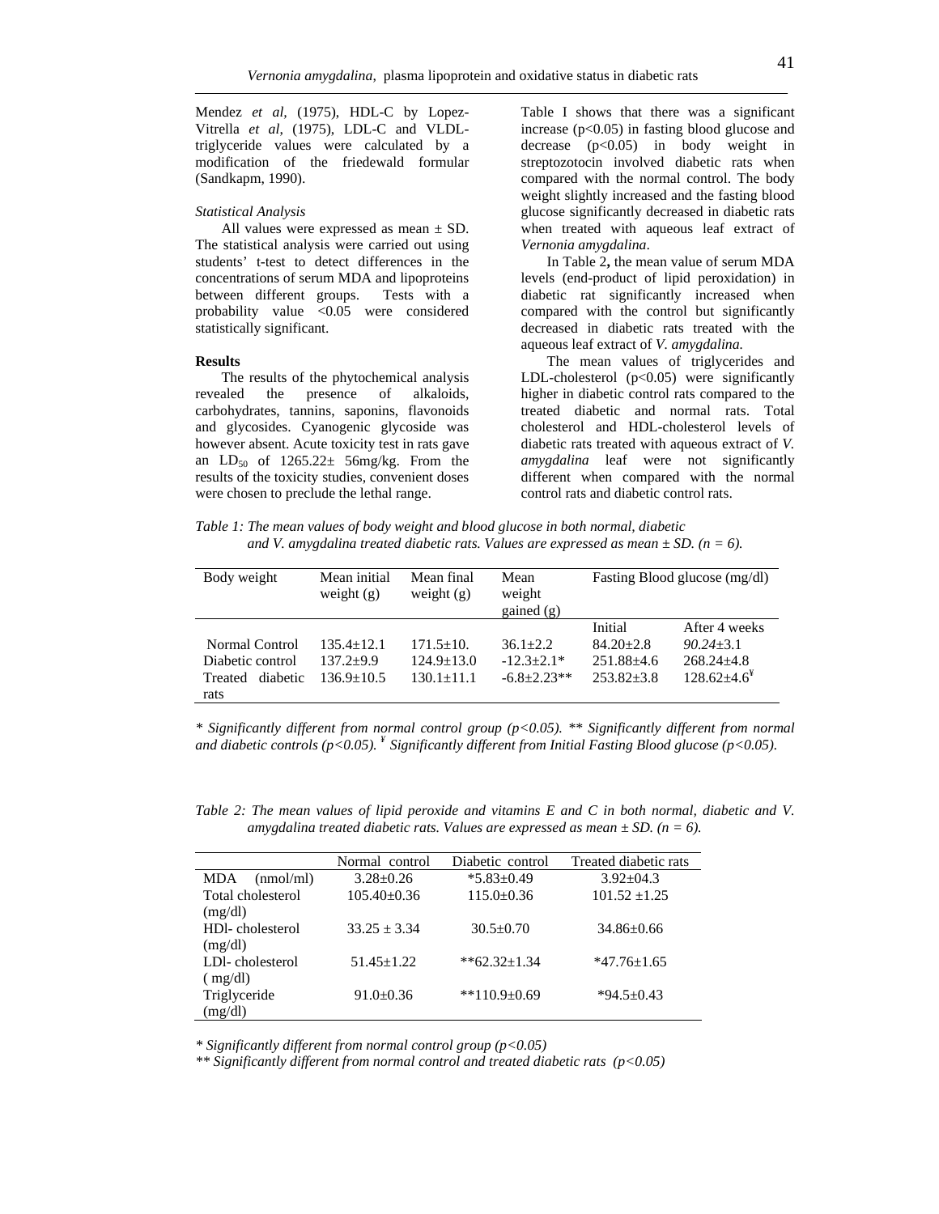Mendez *et al*, (1975), HDL-C by Lopez-Vitrella *et al*, (1975), LDL-C and VLDL-triglyceride values were calculated by a modification of the friedewald formular (Sandkapm, 1990).

*Statistical Analysis*

All values were expressed as mean ± SD. The statistical analysis were carried out using students' t-test to detect differences in the concentrations of serum MDA and lipoproteins between different groups. Tests with a probability value <0.05 were considered statistically significant.

**Results**

The results of the phytochemical analysis revealed the presence of alkaloids, carbohydrates, tannins, saponins, flavonoids and glycosides. Cyanogenic glycoside was however absent. Acute toxicity test in rats gave an $LD_{50}$ of 1265.22± 56mg/kg. From the results of the toxicity studies, convenient doses were chosen to preclude the lethal range.

Table I shows that there was a significant increase ($p<0.05$) in fasting blood glucose and decrease ($p<0.05$) in body weight in streptozotocin involved diabetic rats when compared with the normal control. The body weight slightly increased and the fasting blood glucose significantly decreased in diabetic rats when treated with aqueous leaf extract of *Vernonia amygdalina*.

In Table 2**,** the mean value of serum MDA levels (end-product of lipid peroxidation) in diabetic rat significantly increased when compared with the control but significantly decreased in diabetic rats treated with the aqueous leaf extract of *V. amygdalina.*

The mean values of triglycerides and LDL-cholesterol ($p<0.05$) were significantly higher in diabetic control rats compared to the treated diabetic and normal rats. Total cholesterol and HDL-cholesterol levels of diabetic rats treated with aqueous extract of *V. amygdalina* leaf were not significantly different when compared with the normal control rats and diabetic control rats.

*Table 1: The mean values of body weight and blood glucose in both normal, diabetic and V. amygdalina treated diabetic rats. Values are expressed as mean ± SD. (n = 6).*

| Body weight | Mean initial weight (g) | Mean final weight (g) | Mean weight gained (g) | Fasting Blood glucose (mg/dl) | |
|---|---|---|---|---|---|
| | | | | Initial | After 4 weeks |
| Normal Control | 135.4±12.1 | 171.5±10. | 36.1±2.2 | 84.20±2.8 | *90.24*±3.1 |
| Diabetic control | 137.2±9.9 | 124.9±13.0 | -12.3±2.1* | 251.88±4.6 | 268.24±4.8 |
| Treated diabetic rats | 136.9±10.5 | 130.1±11.1 | -6.8±2.23** | 253.82±3.8 | 128.62±4.6[¥] |

*\* Significantly different from normal control group ($p<0.05$). \*\* Significantly different from normal and diabetic controls ($p<0.05$). [¥] Significantly different from Initial Fasting Blood glucose ($p<0.05$).*

*Table 2: The mean values of lipid peroxide and vitamins E and C in both normal, diabetic and V. amygdalina treated diabetic rats. Values are expressed as mean ± SD. (n = 6).*

| | Normal control | Diabetic control | Treated diabetic rats |
|---|---|---|---|
| MDA (nmol/ml) | 3.28±0.26 | *5.83±0.49 | 3.92±04.3 |
| Total cholesterol (mg/dl) | 105.40±0.36 | 115.0±0.36 | 101.52 ±1.25 |
| HDl- cholesterol (mg/dl) | 33.25 ± 3.34 | 30.5±0.70 | 34.86±0.66 |
| LDl- cholesterol ( mg/dl) | 51.45±1.22 | **62.32±1.34 | *47.76±1.65 |
| Triglyceride (mg/dl) | 91.0±0.36 | **110.9±0.69 | *94.5±0.43 |

*\* Significantly different from normal control group ($p<0.05$)*

*\*\* Significantly different from normal control and treated diabetic rats ($p<0.05$)*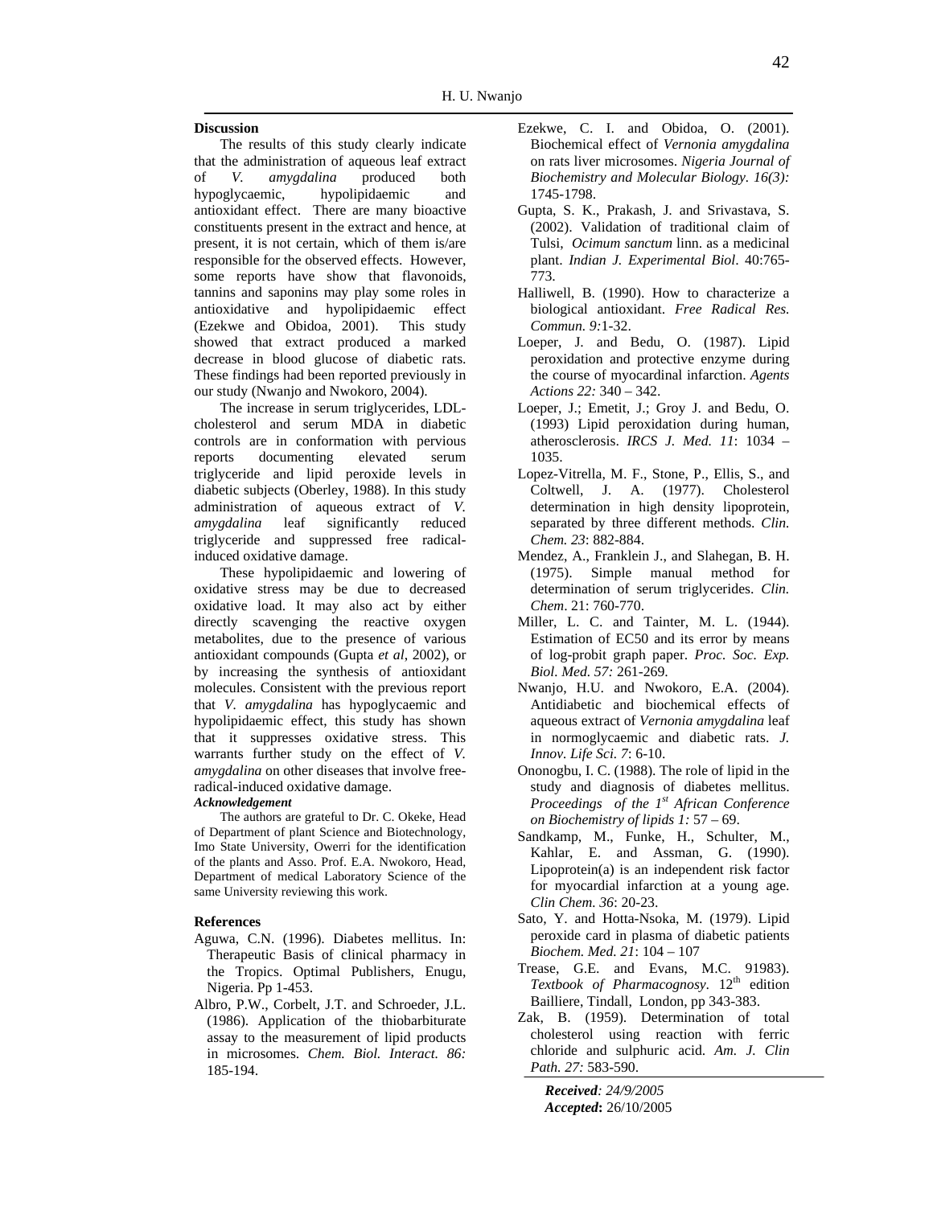## Discussion

The results of this study clearly indicate that the administration of aqueous leaf extract of *V. amygdalina* produced both hypoglycaemic, hypolipidaemic and antioxidant effect. There are many bioactive constituents present in the extract and hence, at present, it is not certain, which of them is/are responsible for the observed effects. However, some reports have show that flavonoids, tannins and saponins may play some roles in antioxidative and hypolipidaemic effect (Ezekwe and Obidoa, 2001). This study showed that extract produced a marked decrease in blood glucose of diabetic rats. These findings had been reported previously in our study (Nwanjo and Nwokoro, 2004).

The increase in serum triglycerides, LDL-cholesterol and serum MDA in diabetic controls are in conformation with pervious reports documenting elevated serum triglyceride and lipid peroxide levels in diabetic subjects (Oberley, 1988). In this study administration of aqueous extract of *V. amygdalina* leaf significantly reduced triglyceride and suppressed free radical-induced oxidative damage.

These hypolipidaemic and lowering of oxidative stress may be due to decreased oxidative load. It may also act by either directly scavenging the reactive oxygen metabolites, due to the presence of various antioxidant compounds (Gupta *et al*, 2002), or by increasing the synthesis of antioxidant molecules. Consistent with the previous report that *V. amygdalina* has hypoglycaemic and hypolipidaemic effect, this study has shown that it suppresses oxidative stress. This warrants further study on the effect of *V. amygdalina* on other diseases that involve free-radical-induced oxidative damage.

***Acknowledgement***

The authors are grateful to Dr. C. Okeke, Head of Department of plant Science and Biotechnology, Imo State University, Owerri for the identification of the plants and Asso. Prof. E.A. Nwokoro, Head, Department of medical Laboratory Science of the same University reviewing this work.

## References

Aguwa, C.N. (1996). Diabetes mellitus. In: Therapeutic Basis of clinical pharmacy in the Tropics. Optimal Publishers, Enugu, Nigeria. Pp 1-453.

Albro, P.W., Corbelt, J.T. and Schroeder, J.L. (1986). Application of the thiobarbiturate assay to the measurement of lipid products in microsomes. *Chem. Biol. Interact. 86:* 185-194.

Ezekwe, C. I. and Obidoa, O. (2001). Biochemical effect of *Vernonia amygdalina* on rats liver microsomes. *Nigeria Journal of Biochemistry and Molecular Biology. 16(3):* 1745-1798.

Gupta, S. K., Prakash, J. and Srivastava, S. (2002). Validation of traditional claim of Tulsi, *Ocimum sanctum* linn. as a medicinal plant. *Indian J. Experimental Biol*. 40:765-773.

Halliwell, B. (1990). How to characterize a biological antioxidant. *Free Radical Res. Commun. 9:*1-32.

Loeper, J. and Bedu, O. (1987). Lipid peroxidation and protective enzyme during the course of myocardinal infarction. *Agents Actions 22:* 340 – 342.

Loeper, J.; Emetit, J.; Groy J. and Bedu, O. (1993) Lipid peroxidation during human, atherosclerosis. *IRCS J. Med. 11*: 1034 – 1035.

Lopez-Vitrella, M. F., Stone, P., Ellis, S., and Coltwell, J. A. (1977). Cholesterol determination in high density lipoprotein, separated by three different methods. *Clin. Chem. 23*: 882-884.

Mendez, A., Franklein J., and Slahegan, B. H. (1975). Simple manual method for determination of serum triglycerides. *Clin. Chem*. 21: 760-770.

Miller, L. C. and Tainter, M. L. (1944). Estimation of EC50 and its error by means of log-probit graph paper. *Proc. Soc. Exp. Biol. Med. 57:* 261-269.

Nwanjo, H.U. and Nwokoro, E.A. (2004). Antidiabetic and biochemical effects of aqueous extract of *Vernonia amygdalina* leaf in normoglycaemic and diabetic rats. *J. Innov. Life Sci. 7*: 6-10.

Ononogbu, I. C. (1988). The role of lipid in the study and diagnosis of diabetes mellitus. *Proceedings of the 1st African Conference on Biochemistry of lipids 1:* 57 – 69.

Sandkamp, M., Funke, H., Schulter, M., Kahlar, E. and Assman, G. (1990). Lipoprotein(a) is an independent risk factor for myocardial infarction at a young age. *Clin Chem. 36*: 20-23.

Sato, Y. and Hotta-Nsoka, M. (1979). Lipid peroxide card in plasma of diabetic patients *Biochem. Med. 21*: 104 – 107

Trease, G.E. and Evans, M.C. 91983). *Textbook of Pharmacognosy*. 12th edition Bailliere, Tindall, London, pp 343-383.

Zak, B. (1959). Determination of total cholesterol using reaction with ferric chloride and sulphuric acid. *Am. J. Clin Path. 27:* 583-590.

***Received**: 24/9/2005*
***Accepted*: 26/10/2005**